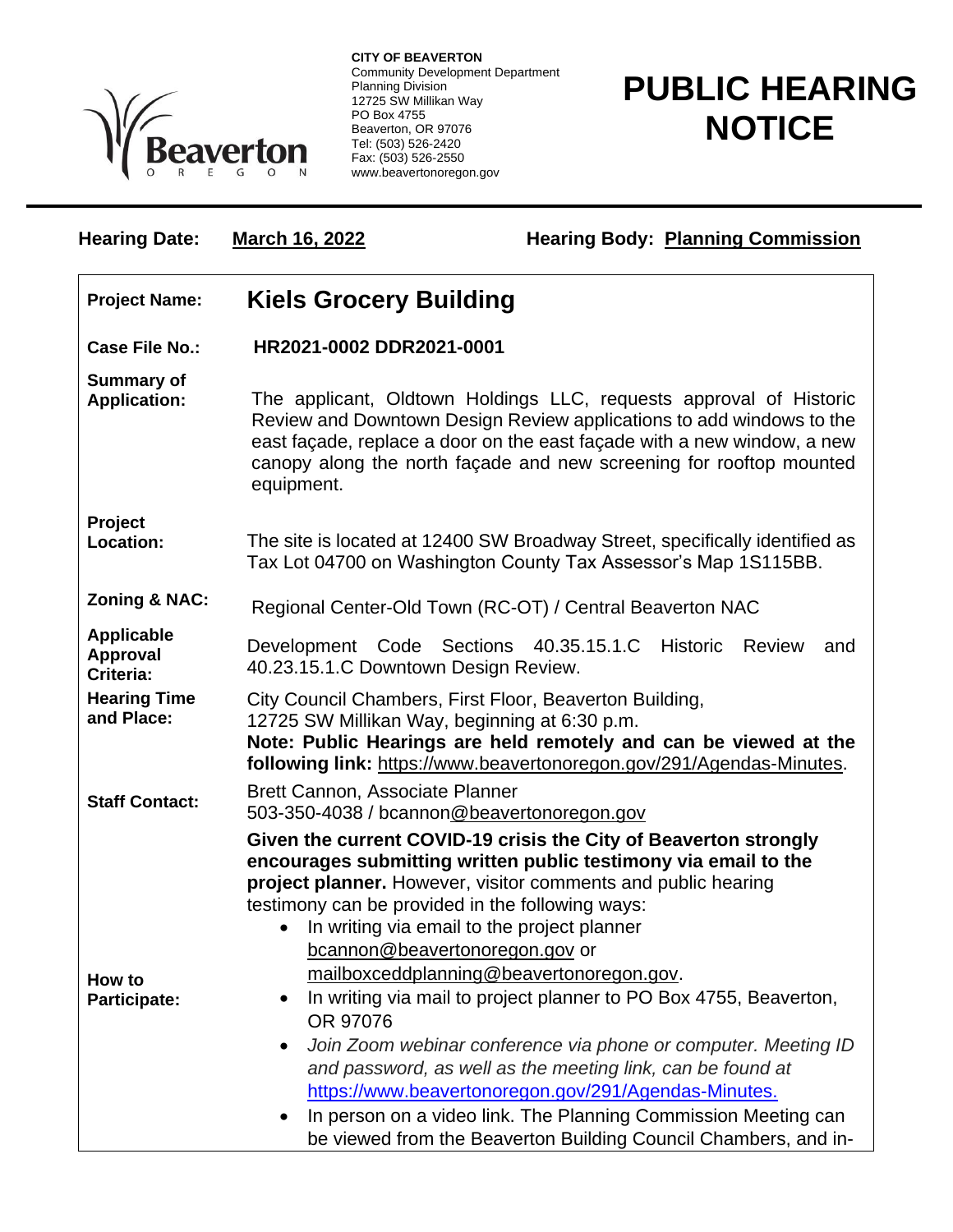**CITY OF BEAVERTON**
Community Development Department
Planning Division
12725 SW Millikan Way
PO Box 4755
Beaverton, OR 97076
Tel: (503) 526-2420
Fax: (503) 526-2550
www.beavertonoregon.gov

# PUBLIC HEARING NOTICE

**Hearing Date:** **March 16, 2022** **Hearing Body:** **Planning Commission**

| | |
|---|---|
| **Project Name:** | **Kiels Grocery Building** |
| **Case File No.:** | **HR2021-0002 DDR2021-0001** |
| **Summary of Application:** | The applicant, Oldtown Holdings LLC, requests approval of Historic Review and Downtown Design Review applications to add windows to the east façade, replace a door on the east façade with a new window, a new canopy along the north façade and new screening for rooftop mounted equipment. |
| **Project Location:** | The site is located at 12400 SW Broadway Street, specifically identified as Tax Lot 04700 on Washington County Tax Assessor's Map 1S115BB. |
| **Zoning & NAC:** | Regional Center-Old Town (RC-OT) / Central Beaverton NAC |
| **Applicable Approval Criteria:** | Development Code Sections 40.35.15.1.C Historic Review and 40.23.15.1.C Downtown Design Review. |
| **Hearing Time and Place:** | City Council Chambers, First Floor, Beaverton Building, 12725 SW Millikan Way, beginning at 6:30 p.m. **Note: Public Hearings are held remotely and can be viewed at the following link:** https://www.beavertonoregon.gov/291/Agendas-Minutes. |
| **Staff Contact:** | Brett Cannon, Associate Planner 503-350-4038 / bcannon@beavertonoregon.gov |
| **How to Participate:** | **Given the current COVID-19 crisis the City of Beaverton strongly encourages submitting written public testimony via email to the project planner.** However, visitor comments and public hearing testimony can be provided in the following ways: <br>• In writing via email to the project planner bcannon@beavertonoregon.gov or mailboxceddplanning@beavertonoregon.gov. <br>• In writing via mail to project planner to PO Box 4755, Beaverton, OR 97076 <br>• *Join Zoom webinar conference via phone or computer. Meeting ID and password, as well as the meeting link, can be found at* https://www.beavertonoregon.gov/291/Agendas-Minutes. <br>• In person on a video link. The Planning Commission Meeting can be viewed from the Beaverton Building Council Chambers, and in- |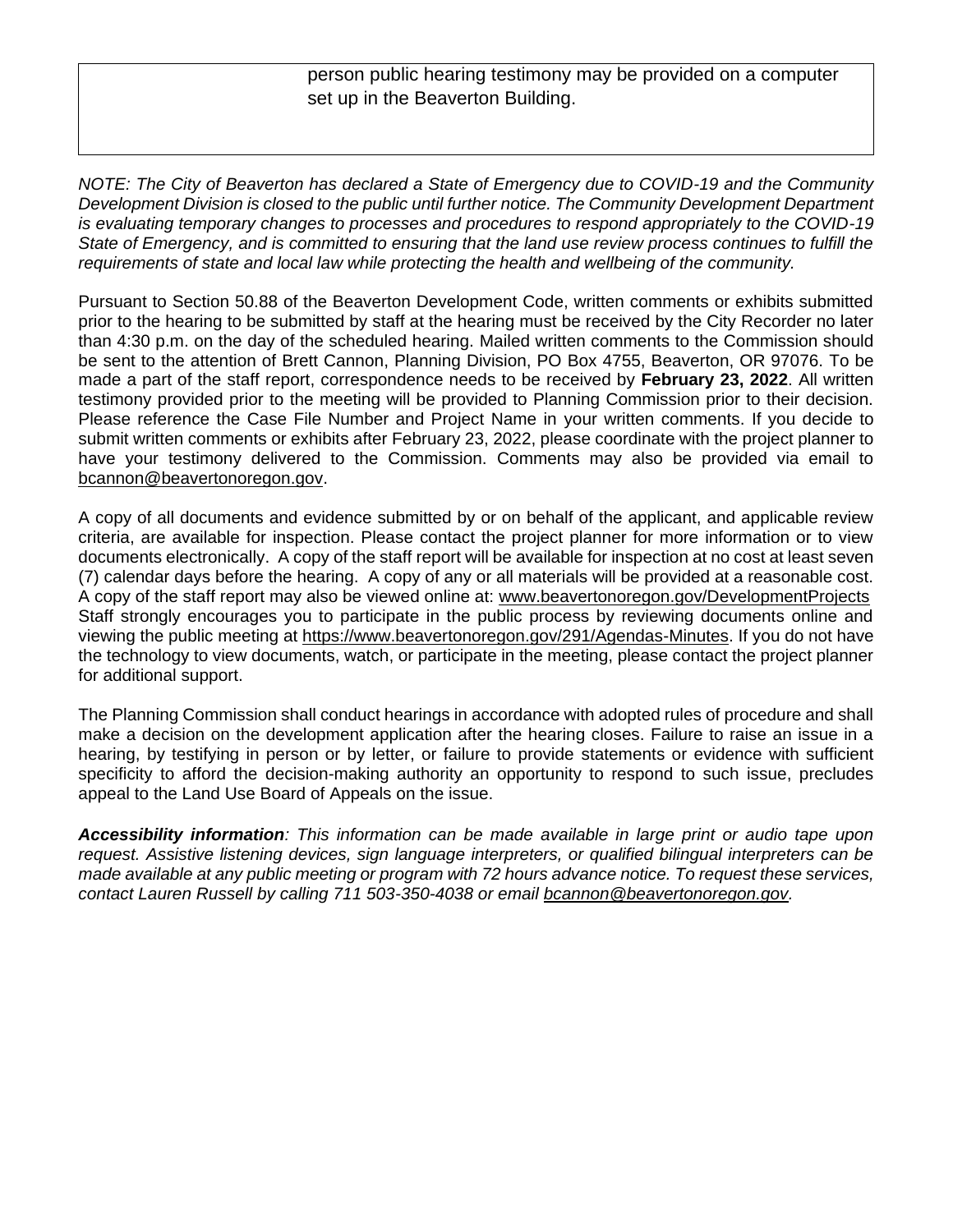| | person public hearing testimony may be provided on a computer set up in the Beaverton Building. |
|---|---|

*NOTE: The City of Beaverton has declared a State of Emergency due to COVID-19 and the Community Development Division is closed to the public until further notice. The Community Development Department is evaluating temporary changes to processes and procedures to respond appropriately to the COVID-19 State of Emergency, and is committed to ensuring that the land use review process continues to fulfill the requirements of state and local law while protecting the health and wellbeing of the community.*

Pursuant to Section 50.88 of the Beaverton Development Code, written comments or exhibits submitted prior to the hearing to be submitted by staff at the hearing must be received by the City Recorder no later than 4:30 p.m. on the day of the scheduled hearing. Mailed written comments to the Commission should be sent to the attention of Brett Cannon, Planning Division, PO Box 4755, Beaverton, OR 97076. To be made a part of the staff report, correspondence needs to be received by **February 23, 2022**. All written testimony provided prior to the meeting will be provided to Planning Commission prior to their decision. Please reference the Case File Number and Project Name in your written comments. If you decide to submit written comments or exhibits after February 23, 2022, please coordinate with the project planner to have your testimony delivered to the Commission. Comments may also be provided via email to bcannon@beavertonoregon.gov.

A copy of all documents and evidence submitted by or on behalf of the applicant, and applicable review criteria, are available for inspection. Please contact the project planner for more information or to view documents electronically. A copy of the staff report will be available for inspection at no cost at least seven (7) calendar days before the hearing. A copy of any or all materials will be provided at a reasonable cost. A copy of the staff report may also be viewed online at: www.beavertonoregon.gov/DevelopmentProjects Staff strongly encourages you to participate in the public process by reviewing documents online and viewing the public meeting at https://www.beavertonoregon.gov/291/Agendas-Minutes. If you do not have the technology to view documents, watch, or participate in the meeting, please contact the project planner for additional support.

The Planning Commission shall conduct hearings in accordance with adopted rules of procedure and shall make a decision on the development application after the hearing closes. Failure to raise an issue in a hearing, by testifying in person or by letter, or failure to provide statements or evidence with sufficient specificity to afford the decision-making authority an opportunity to respond to such issue, precludes appeal to the Land Use Board of Appeals on the issue.

***Accessibility information****: This information can be made available in large print or audio tape upon request. Assistive listening devices, sign language interpreters, or qualified bilingual interpreters can be made available at any public meeting or program with 72 hours advance notice. To request these services, contact Lauren Russell by calling 711 503-350-4038 or email bcannon@beavertonoregon.gov.*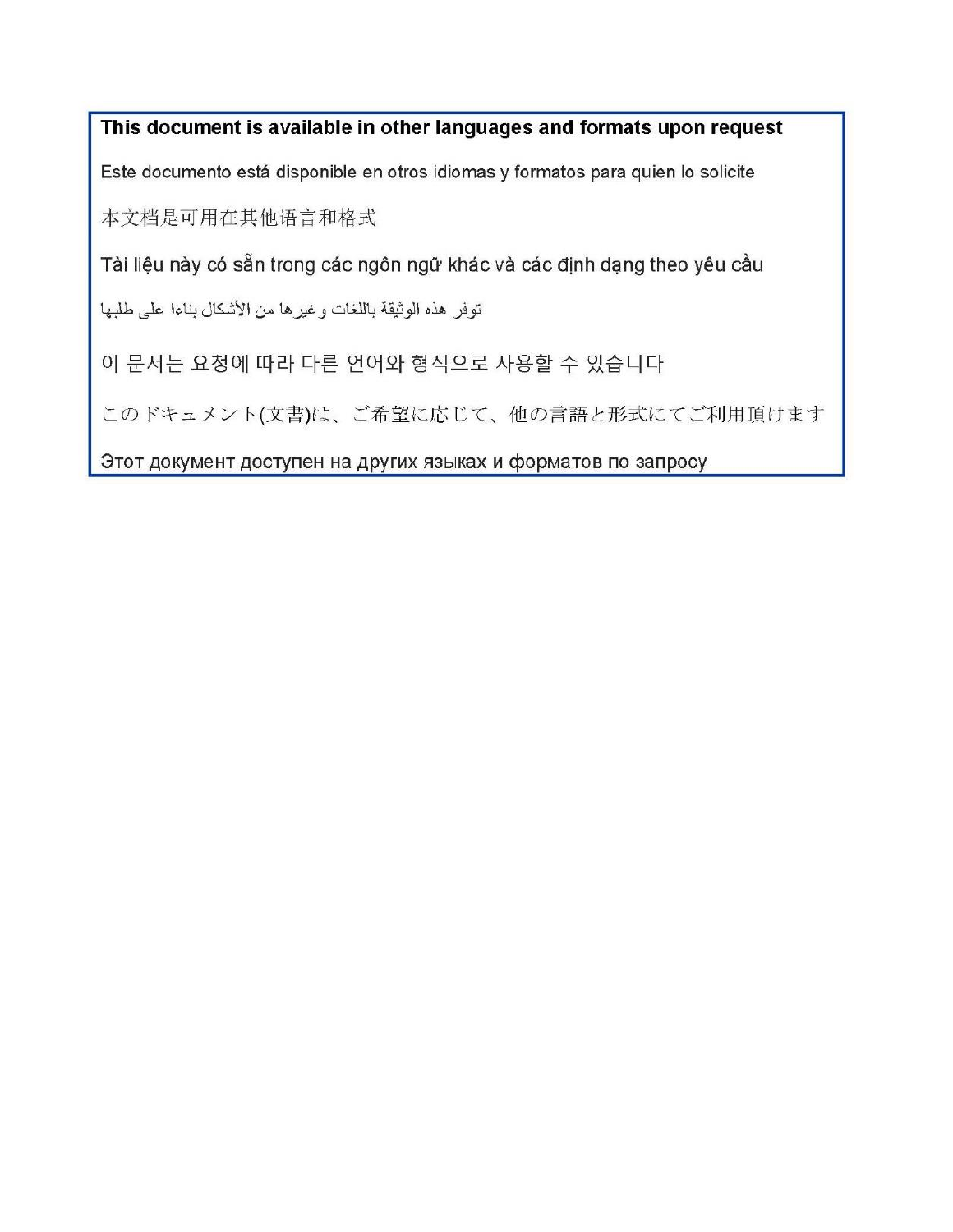**This document is available in other languages and formats upon request**

Este documento está disponible en otros idiomas y formatos para quien lo solicite

本文档是可用在其他语言和格式

Tài liệu này có sẵn trong các ngôn ngữ khác và các định dạng theo yêu cầu

توفر هذه الوثيقة باللغات وغيرها من الأشكال بناءا على طلبها

이 문서는 요청에 따라 다른 언어와 형식으로 사용할 수 있습니다

このドキュメント(文書)は、ご希望に応じて、他の言語と形式にてご利用頂けます

Этот документ доступен на других языках и форматов по запросу